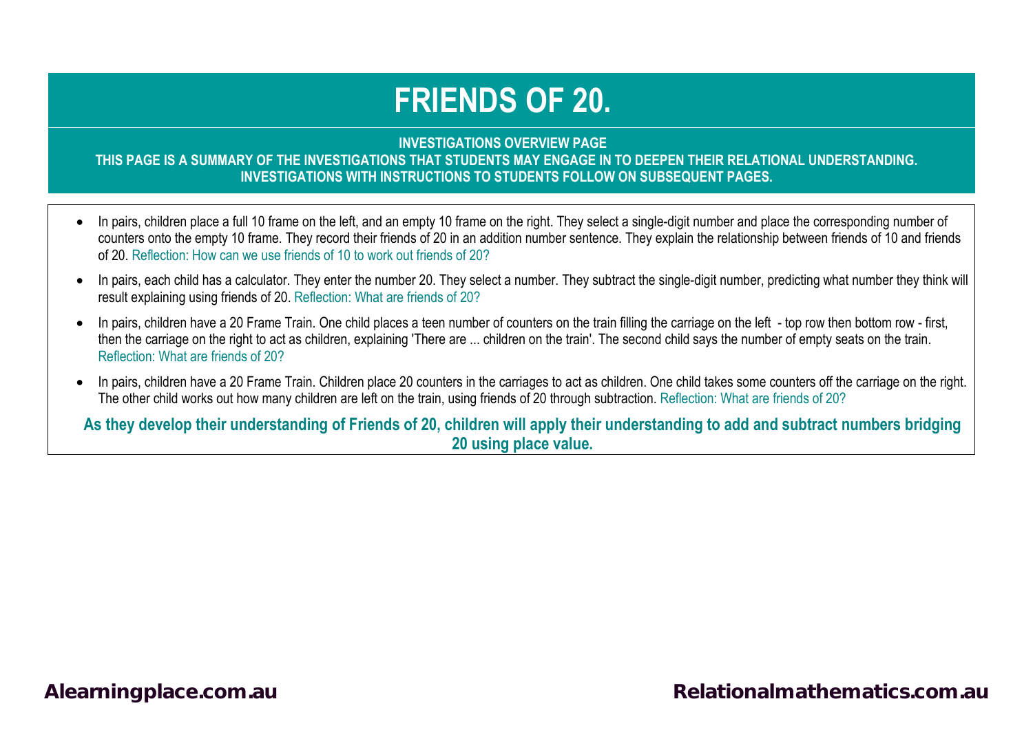# FRIENDS OF 20.

**INVESTIGATIONS OVERVIEW PAGE**
**THIS PAGE IS A SUMMARY OF THE INVESTIGATIONS THAT STUDENTS MAY ENGAGE IN TO DEEPEN THEIR RELATIONAL UNDERSTANDING.**
**INVESTIGATIONS WITH INSTRUCTIONS TO STUDENTS FOLLOW ON SUBSEQUENT PAGES.**

- In pairs, children place a full 10 frame on the left, and an empty 10 frame on the right. They select a single-digit number and place the corresponding number of counters onto the empty 10 frame. They record their friends of 20 in an addition number sentence. They explain the relationship between friends of 10 and friends of 20. Reflection: How can we use friends of 10 to work out friends of 20?
- In pairs, each child has a calculator. They enter the number 20. They select a number. They subtract the single-digit number, predicting what number they think will result explaining using friends of 20. Reflection: What are friends of 20?
- In pairs, children have a 20 Frame Train. One child places a teen number of counters on the train filling the carriage on the left - top row then bottom row - first, then the carriage on the right to act as children, explaining 'There are ... children on the train'. The second child says the number of empty seats on the train. Reflection: What are friends of 20?
- In pairs, children have a 20 Frame Train. Children place 20 counters in the carriages to act as children. One child takes some counters off the carriage on the right. The other child works out how many children are left on the train, using friends of 20 through subtraction. Reflection: What are friends of 20?

**As they develop their understanding of Friends of 20, children will apply their understanding to add and subtract numbers bridging 20 using place value.**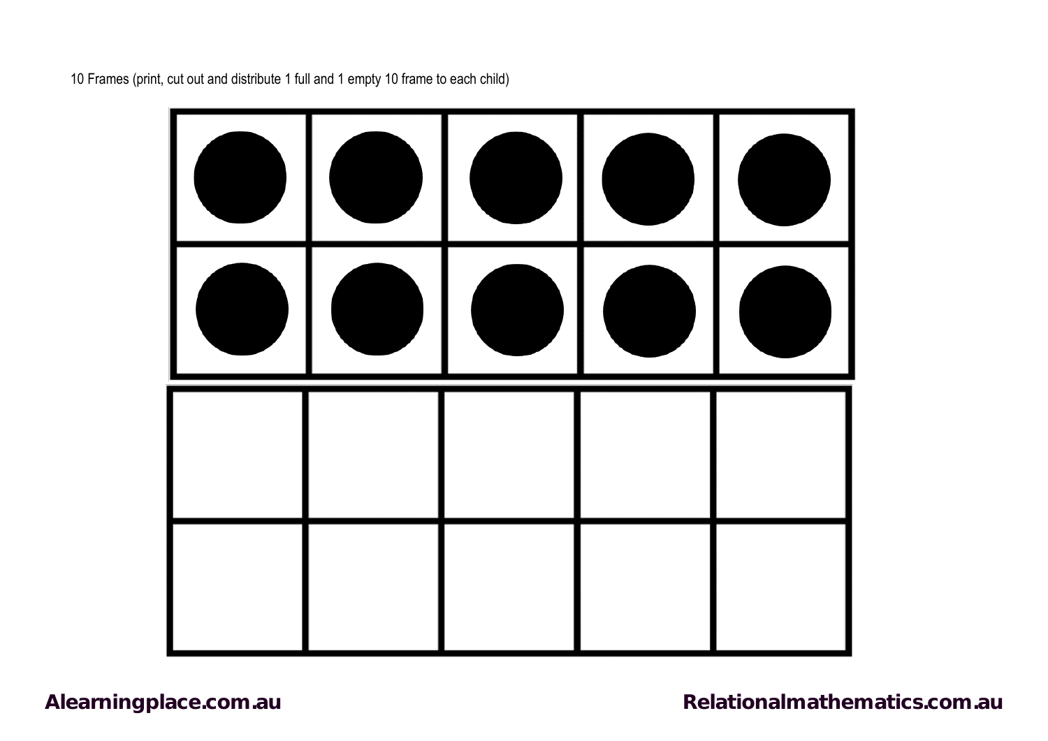10 Frames (print, cut out and distribute 1 full and 1 empty 10 frame to each child)

| ● | ● | ● | ● | ● |
|---|---|---|---|---|
| ● | ● | ● | ● | ● |

| | | | | |
|---|---|---|---|---|
| | | | | |

Alearningplace.com.au

Relationalmathematics.com.au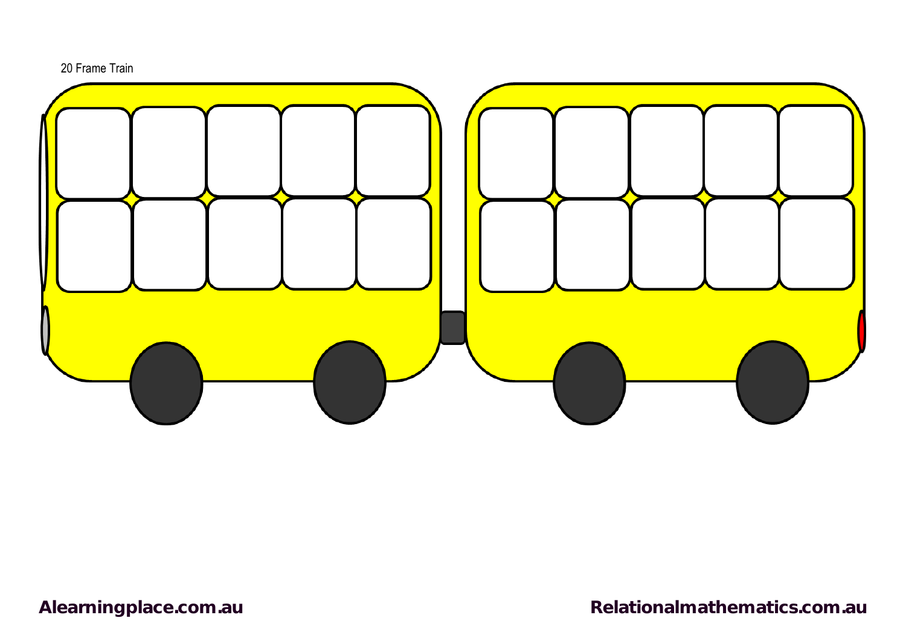20 Frame Train

Alearningplace.com.au

Relationalmathematics.com.au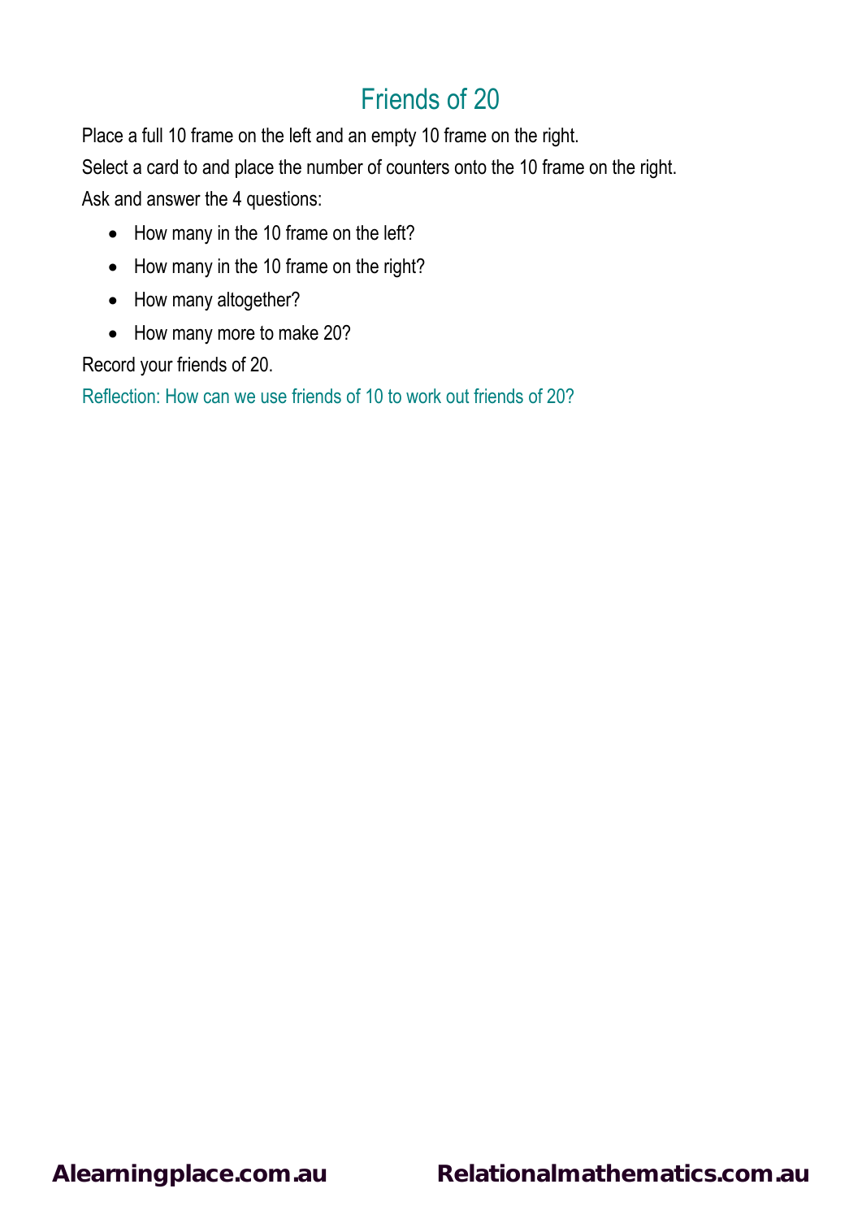# Friends of 20

Place a full 10 frame on the left and an empty 10 frame on the right.

Select a card to and place the number of counters onto the 10 frame on the right.

Ask and answer the 4 questions:

- How many in the 10 frame on the left?
- How many in the 10 frame on the right?
- How many altogether?
- How many more to make 20?

Record your friends of 20.

Reflection: How can we use friends of 10 to work out friends of 20?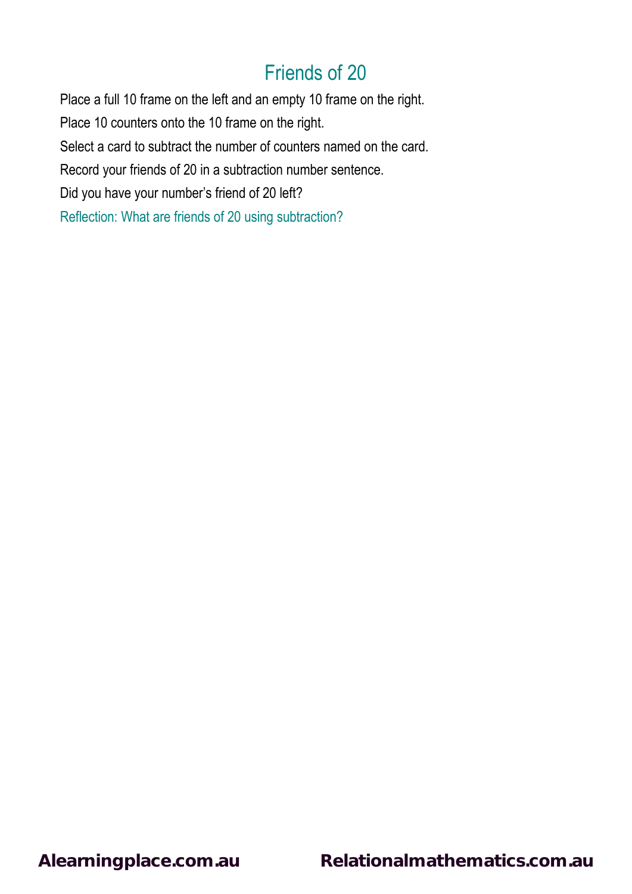# Friends of 20

Place a full 10 frame on the left and an empty 10 frame on the right.

Place 10 counters onto the 10 frame on the right.

Select a card to subtract the number of counters named on the card.

Record your friends of 20 in a subtraction number sentence.

Did you have your number's friend of 20 left?

Reflection: What are friends of 20 using subtraction?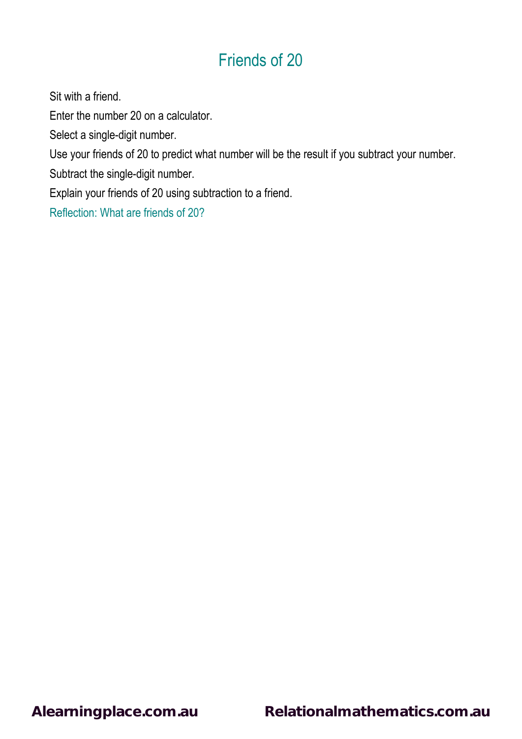# Friends of 20

Sit with a friend.

Enter the number 20 on a calculator.

Select a single-digit number.

Use your friends of 20 to predict what number will be the result if you subtract your number.

Subtract the single-digit number.

Explain your friends of 20 using subtraction to a friend.

Reflection: What are friends of 20?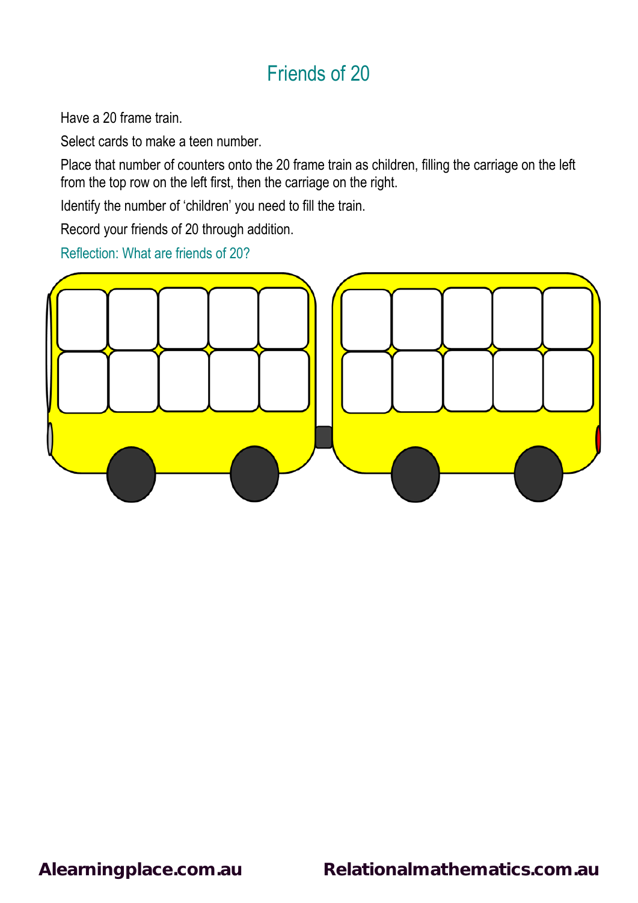# Friends of 20

Have a 20 frame train.

Select cards to make a teen number.

Place that number of counters onto the 20 frame train as children, filling the carriage on the left from the top row on the left first, then the carriage on the right.

Identify the number of 'children' you need to fill the train.

Record your friends of 20 through addition.

Reflection: What are friends of 20?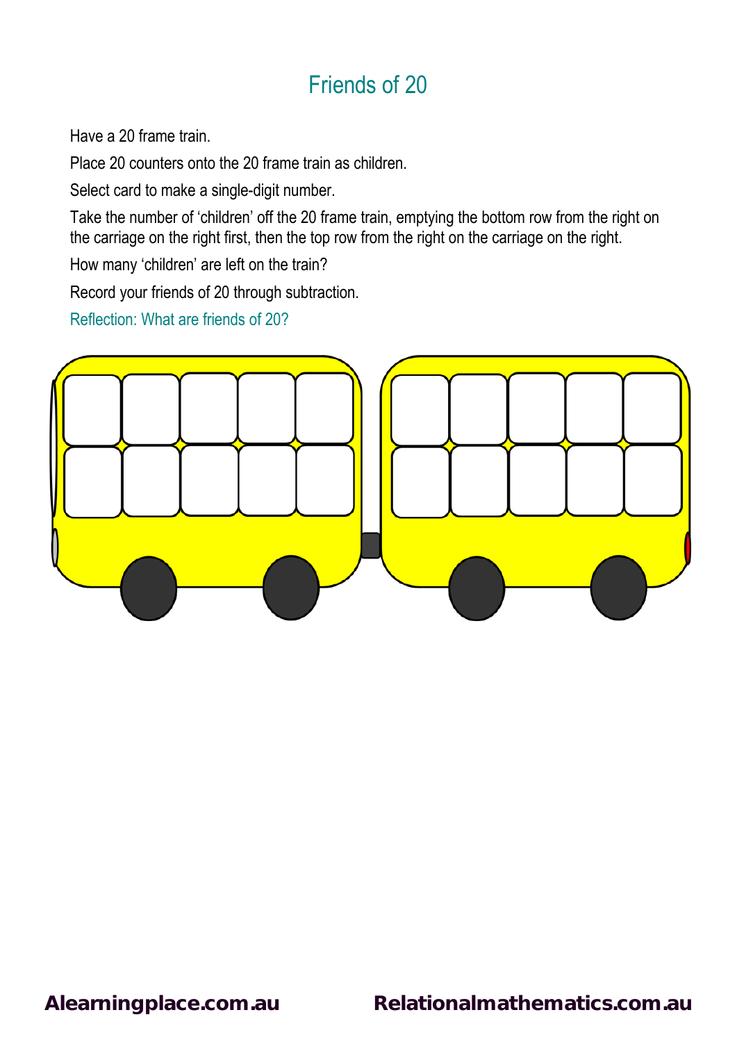# Friends of 20

Have a 20 frame train.

Place 20 counters onto the 20 frame train as children.

Select card to make a single-digit number.

Take the number of 'children' off the 20 frame train, emptying the bottom row from the right on the carriage on the right first, then the top row from the right on the carriage on the right.

How many 'children' are left on the train?

Record your friends of 20 through subtraction.

Reflection: What are friends of 20?